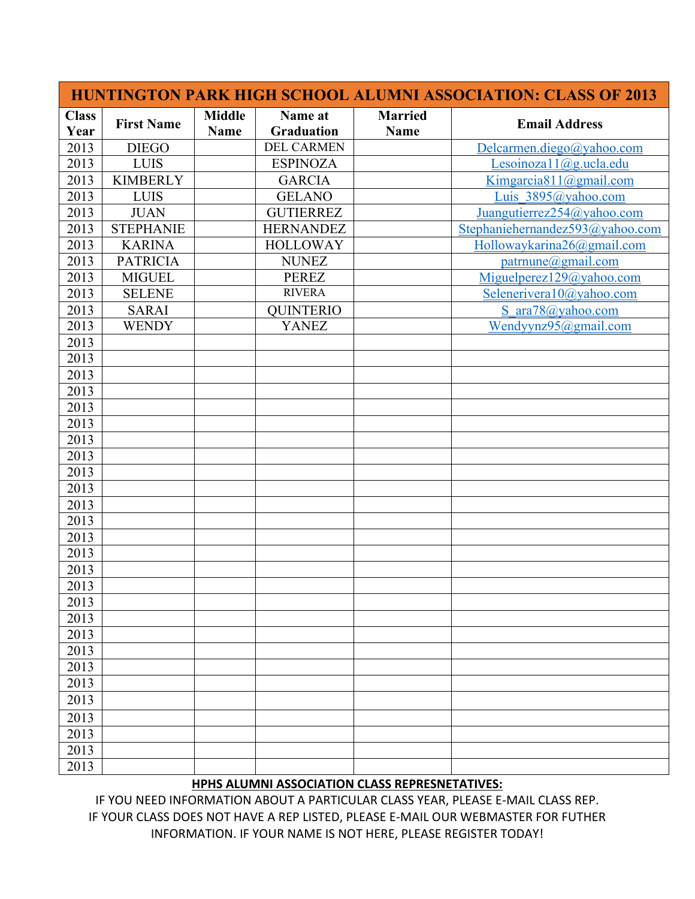| HUNTINGTON PARK HIGH SCHOOL ALUMNI ASSOCIATION: CLASS OF 2013 | | | | | |
|---|---|---|---|---|---|
| **Class Year** | **First Name** | **Middle Name** | **Name at Graduation** | **Married Name** | **Email Address** |
| 2013 | DIEGO | | DEL CARMEN | | Delcarmen.diego@yahoo.com |
| 2013 | LUIS | | ESPINOZA | | Lesoinoza11@g.ucla.edu |
| 2013 | KIMBERLY | | GARCIA | | Kimgarcia811@gmail.com |
| 2013 | LUIS | | GELANO | | Luis_3895@yahoo.com |
| 2013 | JUAN | | GUTIERREZ | | Juangutierrez254@yahoo.com |
| 2013 | STEPHANIE | | HERNANDEZ | | Stephaniehernandez593@yahoo.com |
| 2013 | KARINA | | HOLLOWAY | | Hollowaykarina26@gmail.com |
| 2013 | PATRICIA | | NUNEZ | | patrnune@gmail.com |
| 2013 | MIGUEL | | PEREZ | | Miguelperez129@yahoo.com |
| 2013 | SELENE | | RIVERA | | Selenerivera10@yahoo.com |
| 2013 | SARAI | | QUINTERIO | | S_ara78@yahoo.com |
| 2013 | WENDY | | YANEZ | | Wendyynz95@gmail.com |
| 2013 | | | | | |
| 2013 | | | | | |
| 2013 | | | | | |
| 2013 | | | | | |
| 2013 | | | | | |
| 2013 | | | | | |
| 2013 | | | | | |
| 2013 | | | | | |
| 2013 | | | | | |
| 2013 | | | | | |
| 2013 | | | | | |
| 2013 | | | | | |
| 2013 | | | | | |
| 2013 | | | | | |
| 2013 | | | | | |
| 2013 | | | | | |
| 2013 | | | | | |
| 2013 | | | | | |
| 2013 | | | | | |
| 2013 | | | | | |
| 2013 | | | | | |
| 2013 | | | | | |
| 2013 | | | | | |
| 2013 | | | | | |
| 2013 | | | | | |
| 2013 | | | | | |
| 2013 | | | | | |
| 2013 | | | | | |

**HPHS ALUMNI ASSOCIATION CLASS REPRESNETATIVES:**

IF YOU NEED INFORMATION ABOUT A PARTICULAR CLASS YEAR, PLEASE E-MAIL CLASS REP. IF YOUR CLASS DOES NOT HAVE A REP LISTED, PLEASE E-MAIL OUR WEBMASTER FOR FUTHER INFORMATION. IF YOUR NAME IS NOT HERE, PLEASE REGISTER TODAY!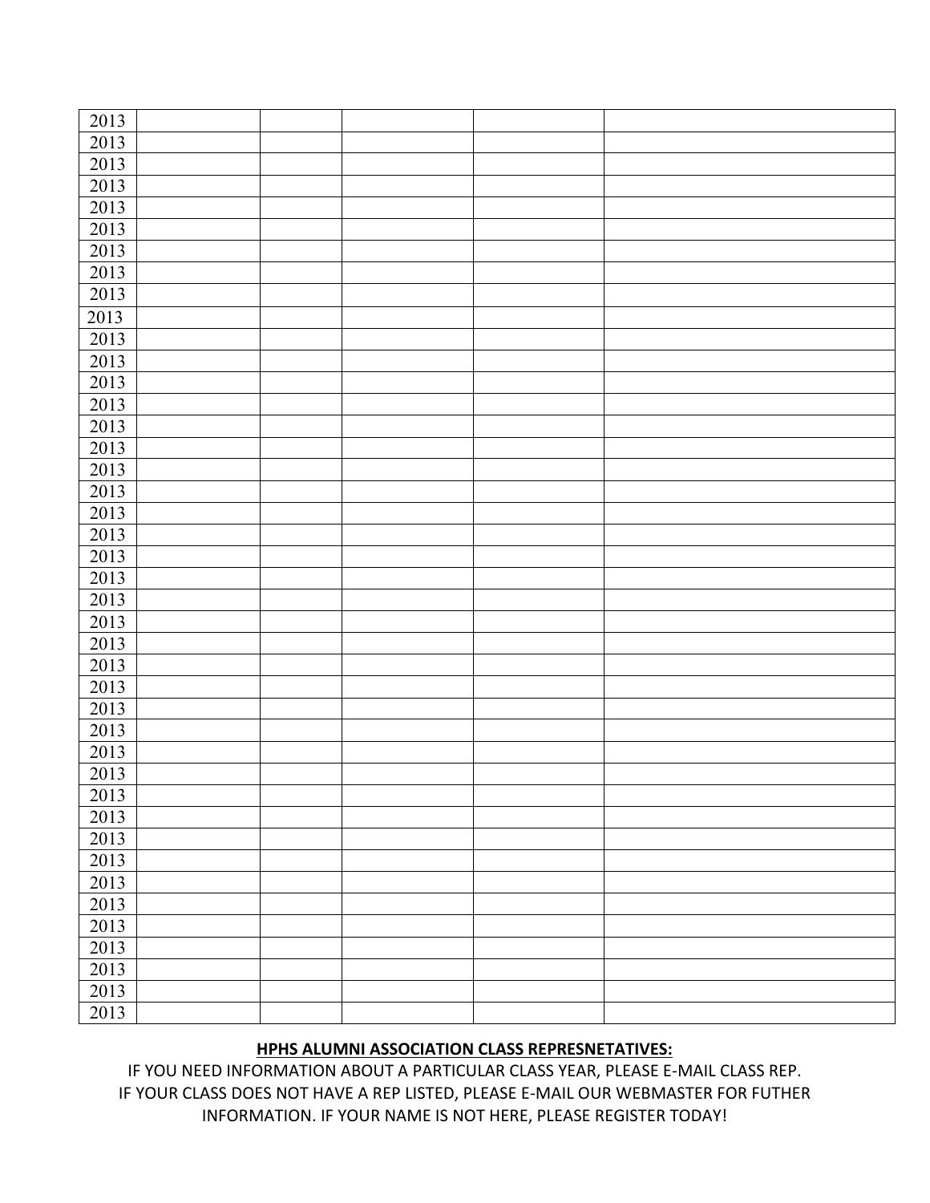| 2013 | | | | | |
|---|---|---|---|---|---|
| 2013 | | | | | |
| 2013 | | | | | |
| 2013 | | | | | |
| 2013 | | | | | |
| 2013 | | | | | |
| 2013 | | | | | |
| 2013 | | | | | |
| 2013 | | | | | |
| 2013 | | | | | |
| 2013 | | | | | |
| 2013 | | | | | |
| 2013 | | | | | |
| 2013 | | | | | |
| 2013 | | | | | |
| 2013 | | | | | |
| 2013 | | | | | |
| 2013 | | | | | |
| 2013 | | | | | |
| 2013 | | | | | |
| 2013 | | | | | |
| 2013 | | | | | |
| 2013 | | | | | |
| 2013 | | | | | |
| 2013 | | | | | |
| 2013 | | | | | |
| 2013 | | | | | |
| 2013 | | | | | |
| 2013 | | | | | |
| 2013 | | | | | |
| 2013 | | | | | |
| 2013 | | | | | |
| 2013 | | | | | |
| 2013 | | | | | |
| 2013 | | | | | |
| 2013 | | | | | |
| 2013 | | | | | |
| 2013 | | | | | |
| 2013 | | | | | |
| 2013 | | | | | |
| 2013 | | | | | |
| 2013 | | | | | |

**HPHS ALUMNI ASSOCIATION CLASS REPRESNETATIVES:**

IF YOU NEED INFORMATION ABOUT A PARTICULAR CLASS YEAR, PLEASE E-MAIL CLASS REP. IF YOUR CLASS DOES NOT HAVE A REP LISTED, PLEASE E-MAIL OUR WEBMASTER FOR FUTHER INFORMATION. IF YOUR NAME IS NOT HERE, PLEASE REGISTER TODAY!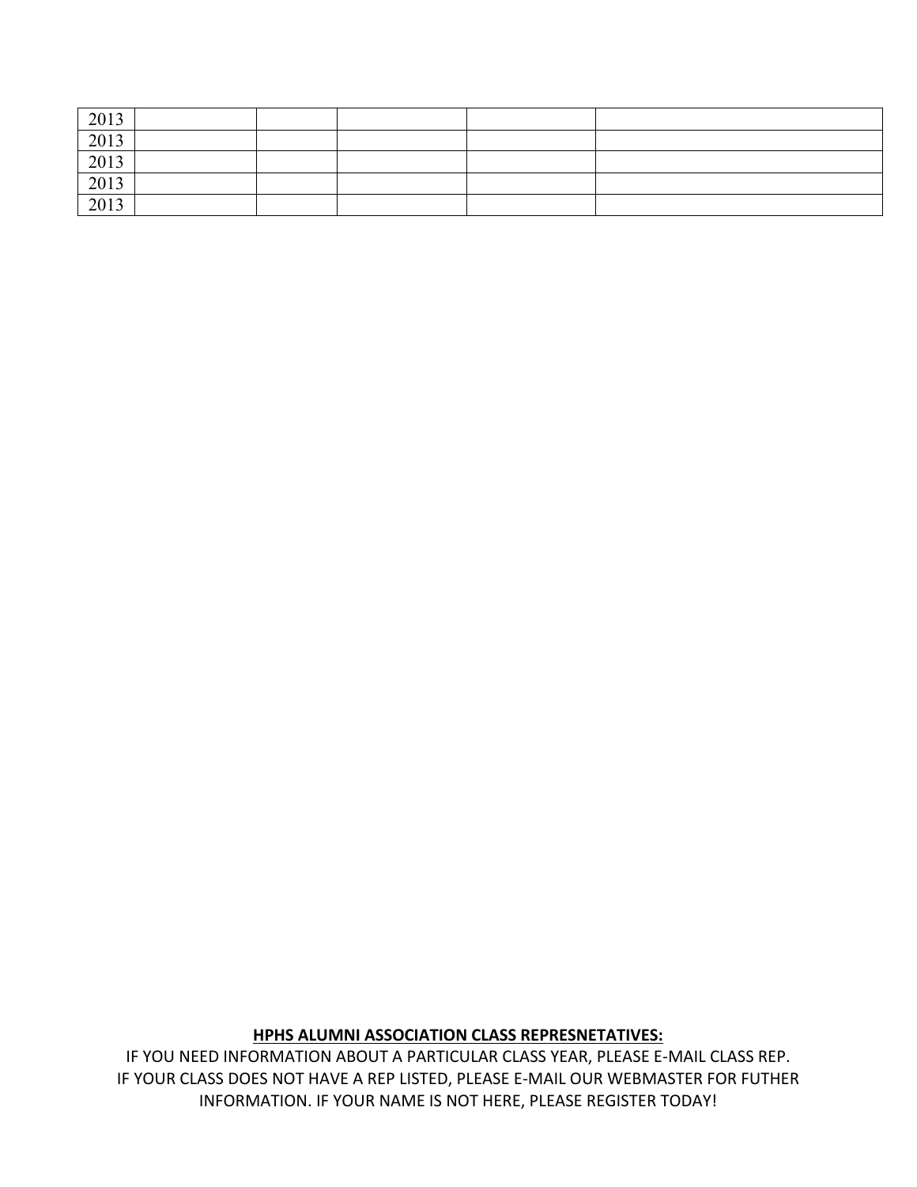| | | | | | |
|---|---|---|---|---|---|
| 2013 | | | | | |
| 2013 | | | | | |
| 2013 | | | | | |
| 2013 | | | | | |
| 2013 | | | | | |

**HPHS ALUMNI ASSOCIATION CLASS REPRESNETATIVES:**

IF YOU NEED INFORMATION ABOUT A PARTICULAR CLASS YEAR, PLEASE E-MAIL CLASS REP. IF YOUR CLASS DOES NOT HAVE A REP LISTED, PLEASE E-MAIL OUR WEBMASTER FOR FUTHER INFORMATION. IF YOUR NAME IS NOT HERE, PLEASE REGISTER TODAY!